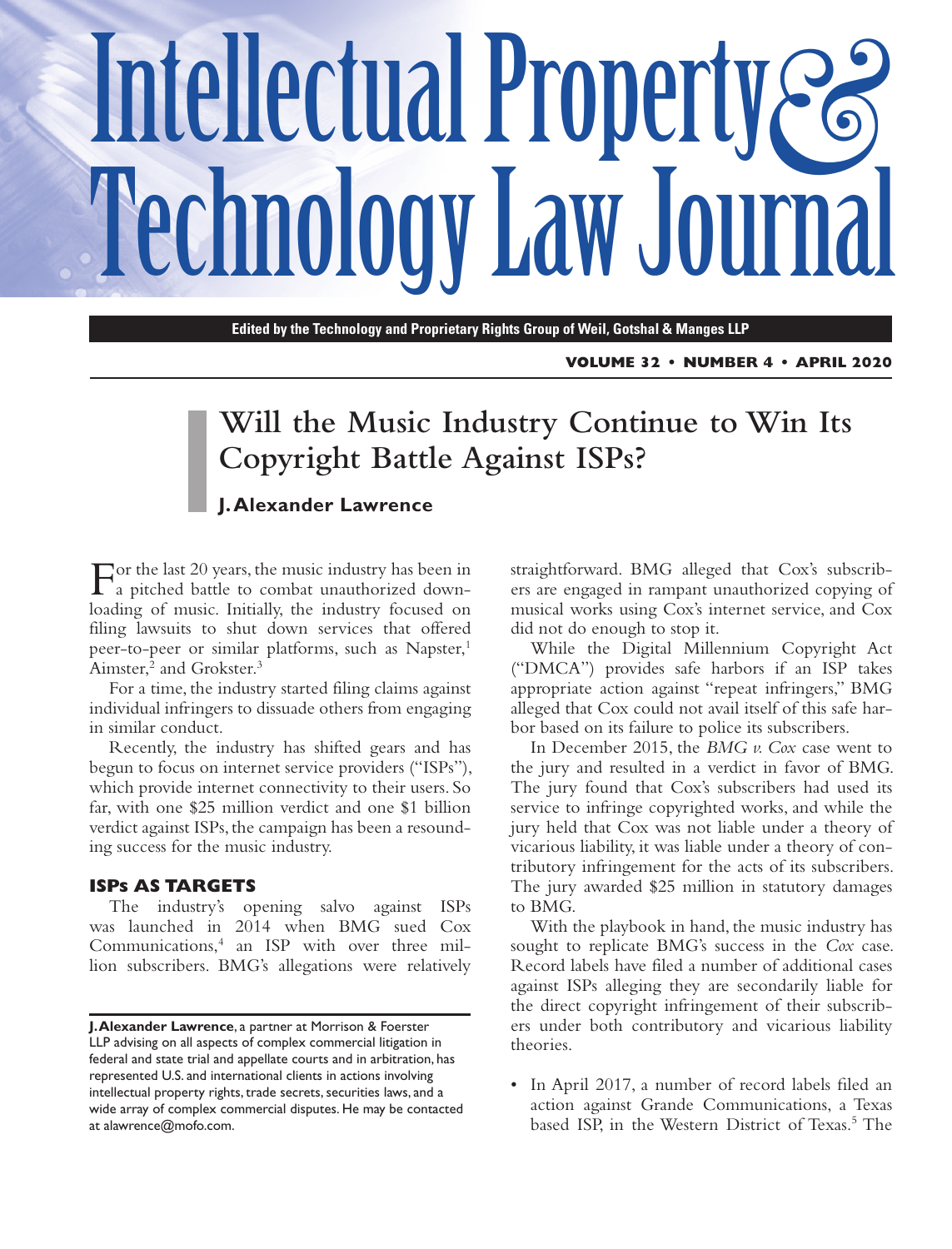# Intellectual Property & Technology Law Journal

**Edited by the Technology and Proprietary Rights Group of Weil, Gotshal & Manges LLP**

**VOLUME 32 • NUMBER 4 • APRIL 2020**

## Will the Music Industry Continue to Win Its Copyright Battle Against ISPs?

**J. Alexander Lawrence**

For the last 20 years, the music industry has been in a pitched battle to combat unauthorized downloading of music. Initially, the industry focused on filing lawsuits to shut down services that offered peer-to-peer or similar platforms, such as Napster,[1] Aimster,[2] and Grokster.[3]

For a time, the industry started filing claims against individual infringers to dissuade others from engaging in similar conduct.

Recently, the industry has shifted gears and has begun to focus on internet service providers ("ISPs"), which provide internet connectivity to their users. So far, with one $25 million verdict and one $1 billion verdict against ISPs, the campaign has been a resounding success for the music industry.

### ISPs AS TARGETS

The industry's opening salvo against ISPs was launched in 2014 when BMG sued Cox Communications,[4] an ISP with over three million subscribers. BMG's allegations were relatively straightforward. BMG alleged that Cox's subscribers are engaged in rampant unauthorized copying of musical works using Cox's internet service, and Cox did not do enough to stop it.

While the Digital Millennium Copyright Act ("DMCA") provides safe harbors if an ISP takes appropriate action against "repeat infringers," BMG alleged that Cox could not avail itself of this safe harbor based on its failure to police its subscribers.

In December 2015, the *BMG v. Cox* case went to the jury and resulted in a verdict in favor of BMG. The jury found that Cox's subscribers had used its service to infringe copyrighted works, and while the jury held that Cox was not liable under a theory of vicarious liability, it was liable under a theory of contributory infringement for the acts of its subscribers. The jury awarded $25 million in statutory damages to BMG.

With the playbook in hand, the music industry has sought to replicate BMG's success in the *Cox* case. Record labels have filed a number of additional cases against ISPs alleging they are secondarily liable for the direct copyright infringement of their subscribers under both contributory and vicarious liability theories.

- In April 2017, a number of record labels filed an action against Grande Communications, a Texas based ISP, in the Western District of Texas.[5] The

---

**J. Alexander Lawrence**, a partner at Morrison & Foerster LLP advising on all aspects of complex commercial litigation in federal and state trial and appellate courts and in arbitration, has represented U.S. and international clients in actions involving intellectual property rights, trade secrets, securities laws, and a wide array of complex commercial disputes. He may be contacted at alawrence@mofo.com.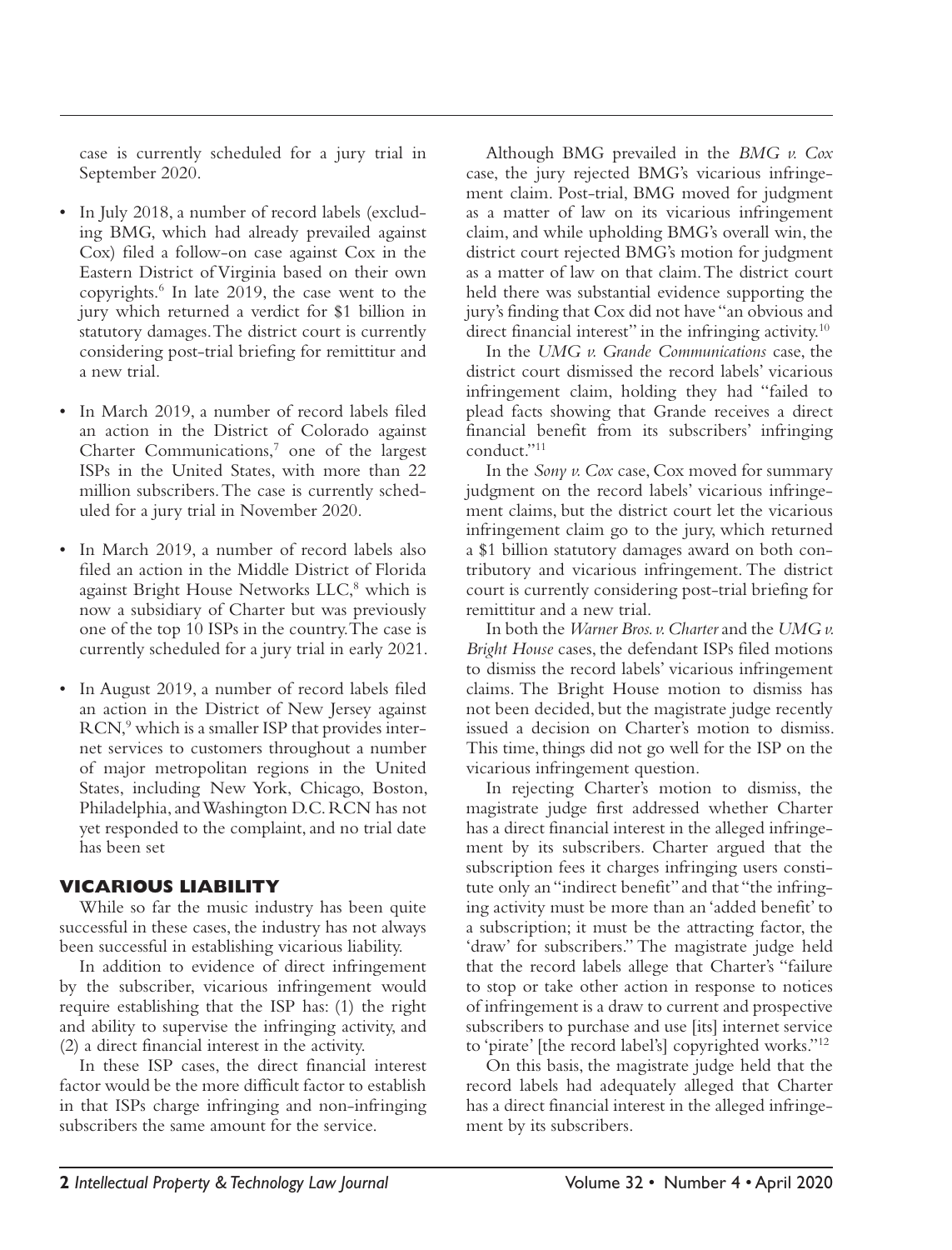case is currently scheduled for a jury trial in September 2020.

- In July 2018, a number of record labels (excluding BMG, which had already prevailed against Cox) filed a follow-on case against Cox in the Eastern District of Virginia based on their own copyrights.[6] In late 2019, the case went to the jury which returned a verdict for $1 billion in statutory damages. The district court is currently considering post-trial briefing for remittitur and a new trial.
- In March 2019, a number of record labels filed an action in the District of Colorado against Charter Communications,[7] one of the largest ISPs in the United States, with more than 22 million subscribers. The case is currently scheduled for a jury trial in November 2020.
- In March 2019, a number of record labels also filed an action in the Middle District of Florida against Bright House Networks LLC,[8] which is now a subsidiary of Charter but was previously one of the top 10 ISPs in the country. The case is currently scheduled for a jury trial in early 2021.
- In August 2019, a number of record labels filed an action in the District of New Jersey against RCN,[9] which is a smaller ISP that provides internet services to customers throughout a number of major metropolitan regions in the United States, including New York, Chicago, Boston, Philadelphia, and Washington D.C. RCN has not yet responded to the complaint, and no trial date has been set

## VICARIOUS LIABILITY

While so far the music industry has been quite successful in these cases, the industry has not always been successful in establishing vicarious liability.

In addition to evidence of direct infringement by the subscriber, vicarious infringement would require establishing that the ISP has: (1) the right and ability to supervise the infringing activity, and (2) a direct financial interest in the activity.

In these ISP cases, the direct financial interest factor would be the more difficult factor to establish in that ISPs charge infringing and non-infringing subscribers the same amount for the service.

Although BMG prevailed in the *BMG v. Cox* case, the jury rejected BMG's vicarious infringement claim. Post-trial, BMG moved for judgment as a matter of law on its vicarious infringement claim, and while upholding BMG's overall win, the district court rejected BMG's motion for judgment as a matter of law on that claim. The district court held there was substantial evidence supporting the jury's finding that Cox did not have "an obvious and direct financial interest" in the infringing activity.[10]

In the *UMG v. Grande Communications* case, the district court dismissed the record labels' vicarious infringement claim, holding they had "failed to plead facts showing that Grande receives a direct financial benefit from its subscribers' infringing conduct."[11]

In the *Sony v. Cox* case, Cox moved for summary judgment on the record labels' vicarious infringement claims, but the district court let the vicarious infringement claim go to the jury, which returned a $1 billion statutory damages award on both contributory and vicarious infringement. The district court is currently considering post-trial briefing for remittitur and a new trial.

In both the *Warner Bros. v. Charter* and the *UMG v. Bright House* cases, the defendant ISPs filed motions to dismiss the record labels' vicarious infringement claims. The Bright House motion to dismiss has not been decided, but the magistrate judge recently issued a decision on Charter's motion to dismiss. This time, things did not go well for the ISP on the vicarious infringement question.

In rejecting Charter's motion to dismiss, the magistrate judge first addressed whether Charter has a direct financial interest in the alleged infringement by its subscribers. Charter argued that the subscription fees it charges infringing users constitute only an "indirect benefit" and that "the infringing activity must be more than an 'added benefit' to a subscription; it must be the attracting factor, the 'draw' for subscribers." The magistrate judge held that the record labels allege that Charter's "failure to stop or take other action in response to notices of infringement is a draw to current and prospective subscribers to purchase and use [its] internet service to 'pirate' [the record label's] copyrighted works."[12]

On this basis, the magistrate judge held that the record labels had adequately alleged that Charter has a direct financial interest in the alleged infringement by its subscribers.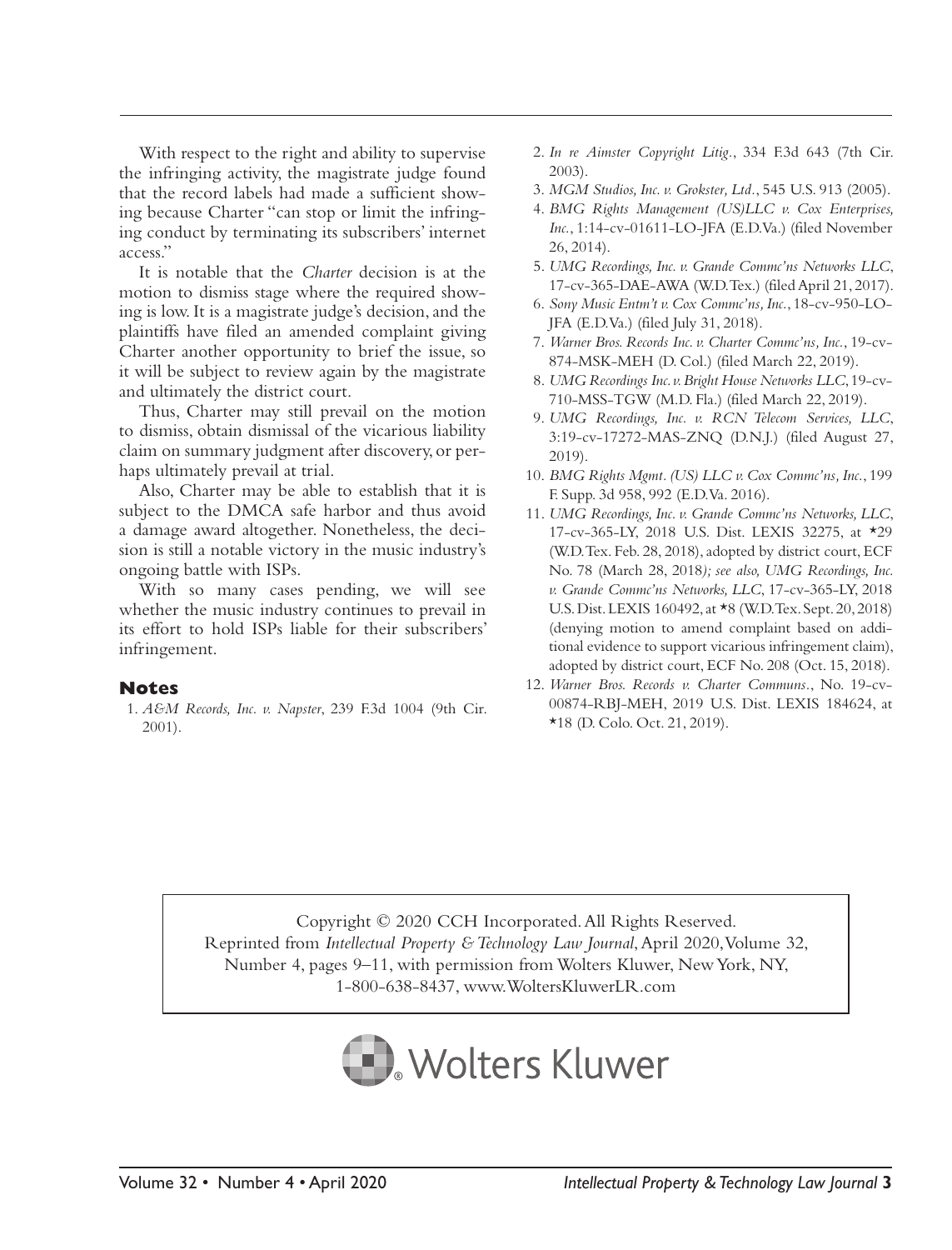With respect to the right and ability to supervise the infringing activity, the magistrate judge found that the record labels had made a sufficient showing because Charter "can stop or limit the infringing conduct by terminating its subscribers' internet access."

It is notable that the *Charter* decision is at the motion to dismiss stage where the required showing is low. It is a magistrate judge's decision, and the plaintiffs have filed an amended complaint giving Charter another opportunity to brief the issue, so it will be subject to review again by the magistrate and ultimately the district court.

Thus, Charter may still prevail on the motion to dismiss, obtain dismissal of the vicarious liability claim on summary judgment after discovery, or perhaps ultimately prevail at trial.

Also, Charter may be able to establish that it is subject to the DMCA safe harbor and thus avoid a damage award altogether. Nonetheless, the decision is still a notable victory in the music industry's ongoing battle with ISPs.

With so many cases pending, we will see whether the music industry continues to prevail in its effort to hold ISPs liable for their subscribers' infringement.

## Notes

1. *A&M Records, Inc. v. Napster*, 239 F.3d 1004 (9th Cir. 2001).
2. *In re Aimster Copyright Litig.*, 334 F.3d 643 (7th Cir. 2003).
3. *MGM Studios, Inc. v. Grokster, Ltd.*, 545 U.S. 913 (2005).
4. *BMG Rights Management (US)LLC v. Cox Enterprises, Inc.*, 1:14-cv-01611-LO-JFA (E.D.Va.) (filed November 26, 2014).
5. *UMG Recordings, Inc. v. Grande Commc'ns Networks LLC*, 17-cv-365-DAE-AWA (W.D.Tex.) (filed April 21, 2017).
6. *Sony Music Entm't v. Cox Commc'ns, Inc.*, 18-cv-950-LO-JFA (E.D.Va.) (filed July 31, 2018).
7. *Warner Bros. Records Inc. v. Charter Commc'ns, Inc.*, 19-cv-874-MSK-MEH (D. Col.) (filed March 22, 2019).
8. *UMG Recordings Inc. v. Bright House Networks LLC*, 19-cv-710-MSS-TGW (M.D. Fla.) (filed March 22, 2019).
9. *UMG Recordings, Inc. v. RCN Telecom Services, LLC*, 3:19-cv-17272-MAS-ZNQ (D.N.J.) (filed August 27, 2019).
10. *BMG Rights Mgmt. (US) LLC v. Cox Commc'ns, Inc.*, 199 F. Supp. 3d 958, 992 (E.D.Va. 2016).
11. *UMG Recordings, Inc. v. Grande Commc'ns Networks, LLC*, 17-cv-365-LY, 2018 U.S. Dist. LEXIS 32275, at *29 (W.D.Tex. Feb. 28, 2018), adopted by district court, ECF No. 78 (March 28, 2018*); see also, UMG Recordings, Inc. v. Grande Commc'ns Networks, LLC*, 17-cv-365-LY, 2018 U.S. Dist. LEXIS 160492, at *8 (W.D.Tex. Sept. 20, 2018) (denying motion to amend complaint based on additional evidence to support vicarious infringement claim), adopted by district court, ECF No. 208 (Oct. 15, 2018).
12. *Warner Bros. Records v. Charter Communs.*, No. 19-cv-00874-RBJ-MEH, 2019 U.S. Dist. LEXIS 184624, at *18 (D. Colo. Oct. 21, 2019).

Copyright © 2020 CCH Incorporated. All Rights Reserved.
Reprinted from *Intellectual Property & Technology Law Journal*, April 2020, Volume 32, Number 4, pages 9–11, with permission from Wolters Kluwer, New York, NY, 1-800-638-8437, www.WoltersKluwerLR.com

Wolters Kluwer